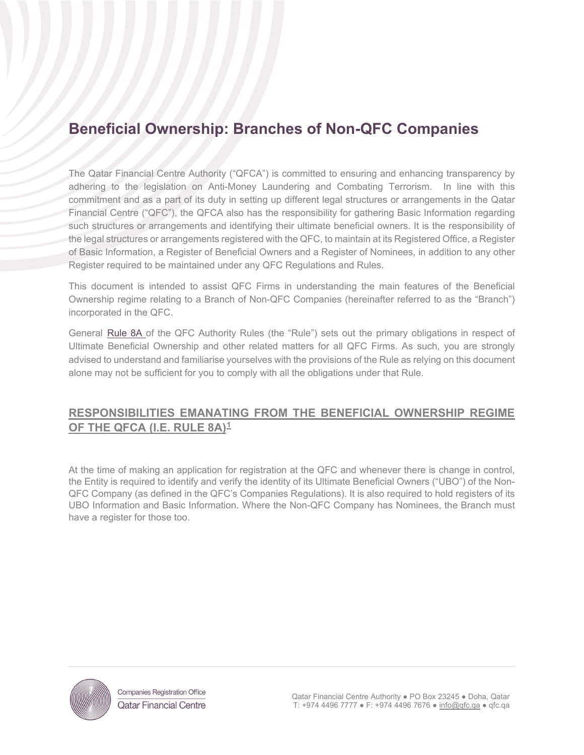# Beneficial Ownership: Branches of Non-QFC Companies

The Qatar Financial Centre Authority ("QFCA") is committed to ensuring and enhancing transparency by adhering to the legislation on Anti-Money Laundering and Combating Terrorism. In line with this commitment and as a part of its duty in setting up different legal structures or arrangements in the Qatar Financial Centre ("QFC"), the QFCA also has the responsibility for gathering Basic Information regarding such structures or arrangements and identifying their ultimate beneficial owners. It is the responsibility of the legal structures or arrangements registered with the QFC, to maintain at its Registered Office, a Register of Basic Information, a Register of Beneficial Owners and a Register of Nominees, in addition to any other Register required to be maintained under any QFC Regulations and Rules.

This document is intended to assist QFC Firms in understanding the main features of the Beneficial Ownership regime relating to a Branch of Non-QFC Companies (hereinafter referred to as the "Branch") incorporated in the QFC.

General Rule 8A of the QFC Authority Rules (the "Rule") sets out the primary obligations in respect of Ultimate Beneficial Ownership and other related matters for all QFC Firms. As such, you are strongly advised to understand and familiarise yourselves with the provisions of the Rule as relying on this document alone may not be sufficient for you to comply with all the obligations under that Rule.

## RESPONSIBILITIES EMANATING FROM THE BENEFICIAL OWNERSHIP REGIME OF THE QFCA (I.E. RULE 8A)[1]

At the time of making an application for registration at the QFC and whenever there is change in control, the Entity is required to identify and verify the identity of its Ultimate Beneficial Owners ("UBO") of the Non-QFC Company (as defined in the QFC's Companies Regulations). It is also required to hold registers of its UBO Information and Basic Information. Where the Non-QFC Company has Nominees, the Branch must have a register for those too.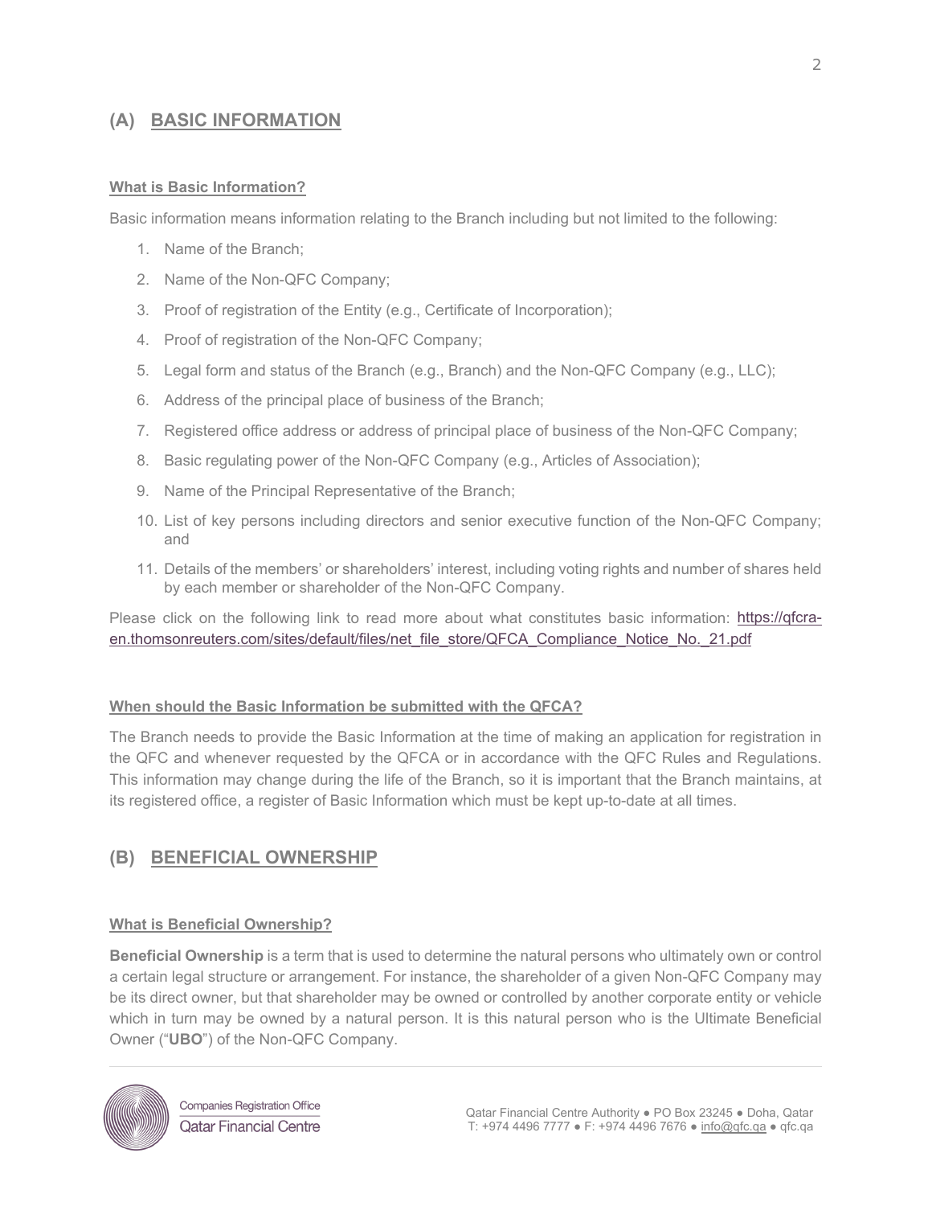## (A) BASIC INFORMATION

### What is Basic Information?

Basic information means information relating to the Branch including but not limited to the following:

1. Name of the Branch;
2. Name of the Non-QFC Company;
3. Proof of registration of the Entity (e.g., Certificate of Incorporation);
4. Proof of registration of the Non-QFC Company;
5. Legal form and status of the Branch (e.g., Branch) and the Non-QFC Company (e.g., LLC);
6. Address of the principal place of business of the Branch;
7. Registered office address or address of principal place of business of the Non-QFC Company;
8. Basic regulating power of the Non-QFC Company (e.g., Articles of Association);
9. Name of the Principal Representative of the Branch;
10. List of key persons including directors and senior executive function of the Non-QFC Company; and
11. Details of the members' or shareholders' interest, including voting rights and number of shares held by each member or shareholder of the Non-QFC Company.

Please click on the following link to read more about what constitutes basic information: https://qfcra-en.thomsonreuters.com/sites/default/files/net_file_store/QFCA_Compliance_Notice_No._21.pdf

### When should the Basic Information be submitted with the QFCA?

The Branch needs to provide the Basic Information at the time of making an application for registration in the QFC and whenever requested by the QFCA or in accordance with the QFC Rules and Regulations. This information may change during the life of the Branch, so it is important that the Branch maintains, at its registered office, a register of Basic Information which must be kept up-to-date at all times.

## (B) BENEFICIAL OWNERSHIP

### What is Beneficial Ownership?

**Beneficial Ownership** is a term that is used to determine the natural persons who ultimately own or control a certain legal structure or arrangement. For instance, the shareholder of a given Non-QFC Company may be its direct owner, but that shareholder may be owned or controlled by another corporate entity or vehicle which in turn may be owned by a natural person. It is this natural person who is the Ultimate Beneficial Owner ("**UBO**") of the Non-QFC Company.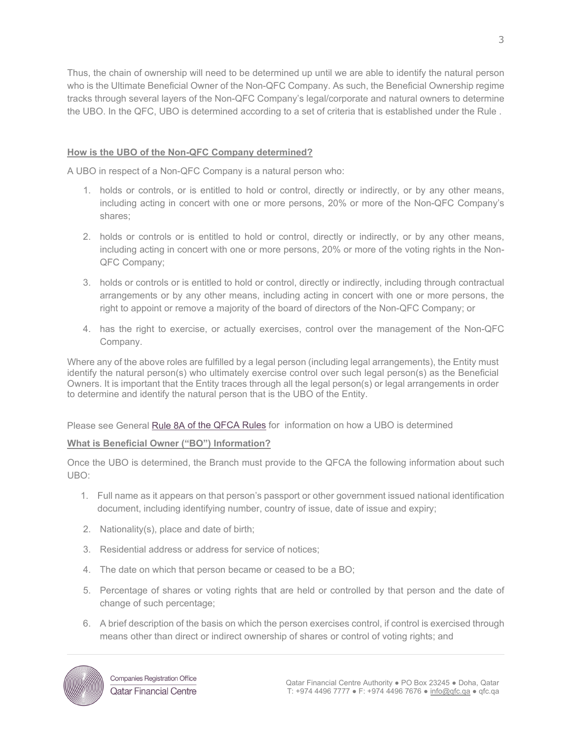Thus, the chain of ownership will need to be determined up until we are able to identify the natural person who is the Ultimate Beneficial Owner of the Non-QFC Company. As such, the Beneficial Ownership regime tracks through several layers of the Non-QFC Company's legal/corporate and natural owners to determine the UBO. In the QFC, UBO is determined according to a set of criteria that is established under the Rule .

**How is the UBO of the Non-QFC Company determined?**

A UBO in respect of a Non-QFC Company is a natural person who:

1. holds or controls, or is entitled to hold or control, directly or indirectly, or by any other means, including acting in concert with one or more persons, 20% or more of the Non-QFC Company's shares;
2. holds or controls or is entitled to hold or control, directly or indirectly, or by any other means, including acting in concert with one or more persons, 20% or more of the voting rights in the Non-QFC Company;
3. holds or controls or is entitled to hold or control, directly or indirectly, including through contractual arrangements or by any other means, including acting in concert with one or more persons, the right to appoint or remove a majority of the board of directors of the Non-QFC Company; or
4. has the right to exercise, or actually exercises, control over the management of the Non-QFC Company.

Where any of the above roles are fulfilled by a legal person (including legal arrangements), the Entity must identify the natural person(s) who ultimately exercise control over such legal person(s) as the Beneficial Owners. It is important that the Entity traces through all the legal person(s) or legal arrangements in order to determine and identify the natural person that is the UBO of the Entity.

Please see General Rule 8A of the QFCA Rules for information on how a UBO is determined

**What is Beneficial Owner ("BO") Information?**

Once the UBO is determined, the Branch must provide to the QFCA the following information about such UBO:

1. Full name as it appears on that person's passport or other government issued national identification document, including identifying number, country of issue, date of issue and expiry;
2. Nationality(s), place and date of birth;
3. Residential address or address for service of notices;
4. The date on which that person became or ceased to be a BO;
5. Percentage of shares or voting rights that are held or controlled by that person and the date of change of such percentage;
6. A brief description of the basis on which the person exercises control, if control is exercised through means other than direct or indirect ownership of shares or control of voting rights; and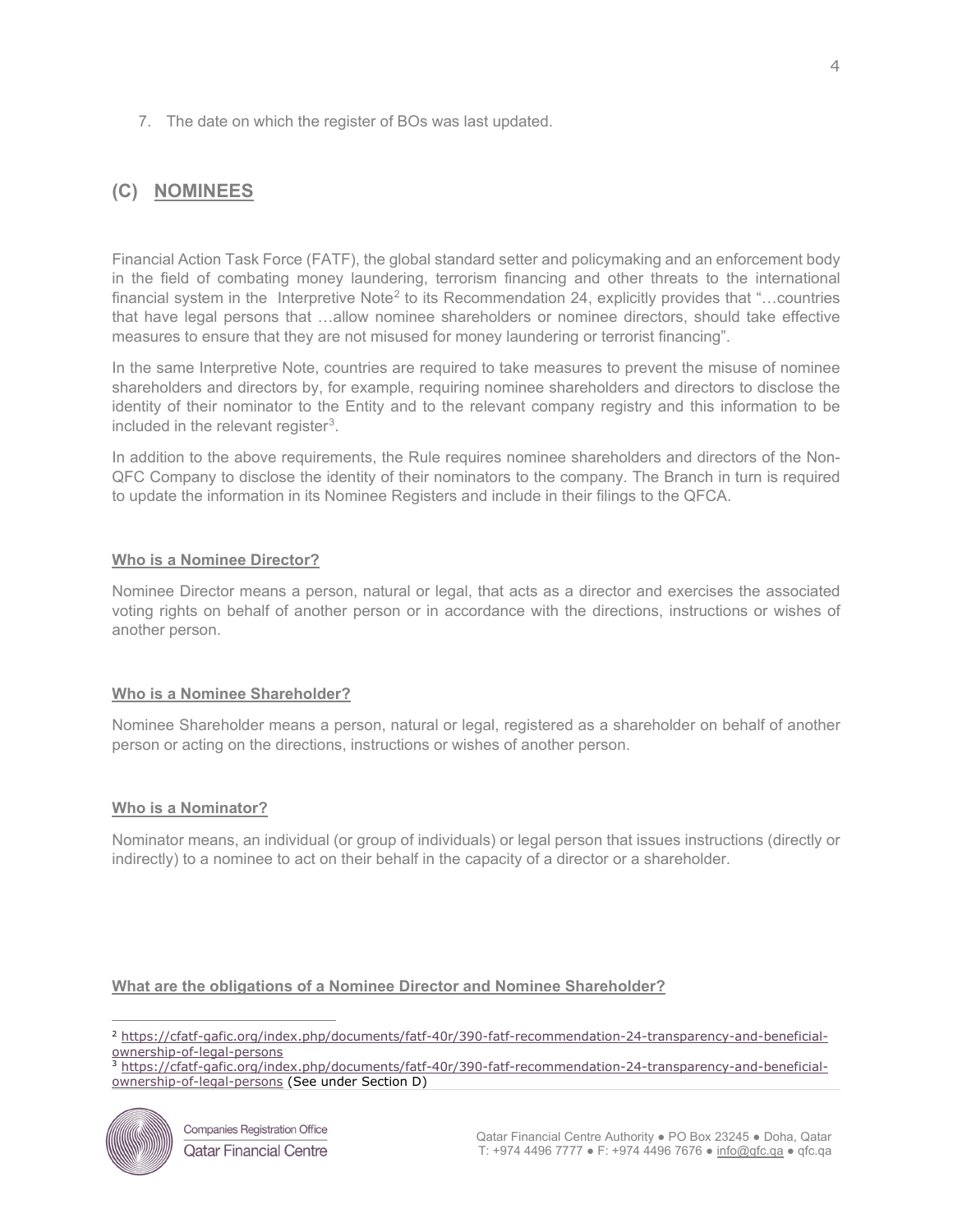7. The date on which the register of BOs was last updated.

## (C) NOMINEES

Financial Action Task Force (FATF), the global standard setter and policymaking and an enforcement body in the field of combating money laundering, terrorism financing and other threats to the international financial system in the Interpretive Note[2] to its Recommendation 24, explicitly provides that "…countries that have legal persons that …allow nominee shareholders or nominee directors, should take effective measures to ensure that they are not misused for money laundering or terrorist financing".

In the same Interpretive Note, countries are required to take measures to prevent the misuse of nominee shareholders and directors by, for example, requiring nominee shareholders and directors to disclose the identity of their nominator to the Entity and to the relevant company registry and this information to be included in the relevant register[3].

In addition to the above requirements, the Rule requires nominee shareholders and directors of the Non-QFC Company to disclose the identity of their nominators to the company. The Branch in turn is required to update the information in its Nominee Registers and include in their filings to the QFCA.

### Who is a Nominee Director?

Nominee Director means a person, natural or legal, that acts as a director and exercises the associated voting rights on behalf of another person or in accordance with the directions, instructions or wishes of another person.

### Who is a Nominee Shareholder?

Nominee Shareholder means a person, natural or legal, registered as a shareholder on behalf of another person or acting on the directions, instructions or wishes of another person.

### Who is a Nominator?

Nominator means, an individual (or group of individuals) or legal person that issues instructions (directly or indirectly) to a nominee to act on their behalf in the capacity of a director or a shareholder.

### What are the obligations of a Nominee Director and Nominee Shareholder?

---

[2] https://cfatf-gafic.org/index.php/documents/fatf-40r/390-fatf-recommendation-24-transparency-and-beneficial-ownership-of-legal-persons

[3] https://cfatf-gafic.org/index.php/documents/fatf-40r/390-fatf-recommendation-24-transparency-and-beneficial-ownership-of-legal-persons (See under Section D)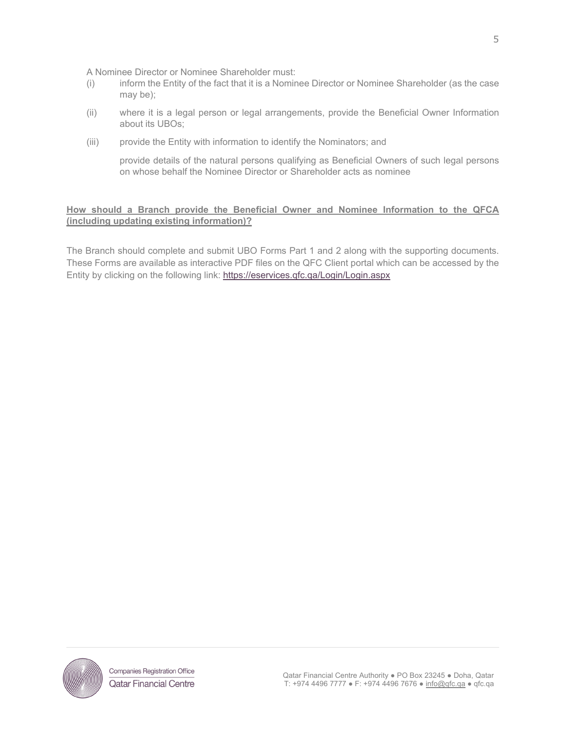A Nominee Director or Nominee Shareholder must:

(i) inform the Entity of the fact that it is a Nominee Director or Nominee Shareholder (as the case may be);

(ii) where it is a legal person or legal arrangements, provide the Beneficial Owner Information about its UBOs;

(iii) provide the Entity with information to identify the Nominators; and

provide details of the natural persons qualifying as Beneficial Owners of such legal persons on whose behalf the Nominee Director or Shareholder acts as nominee

**How should a Branch provide the Beneficial Owner and Nominee Information to the QFCA (including updating existing information)?**

The Branch should complete and submit UBO Forms Part 1 and 2 along with the supporting documents. These Forms are available as interactive PDF files on the QFC Client portal which can be accessed by the Entity by clicking on the following link: https://eservices.qfc.qa/Login/Login.aspx